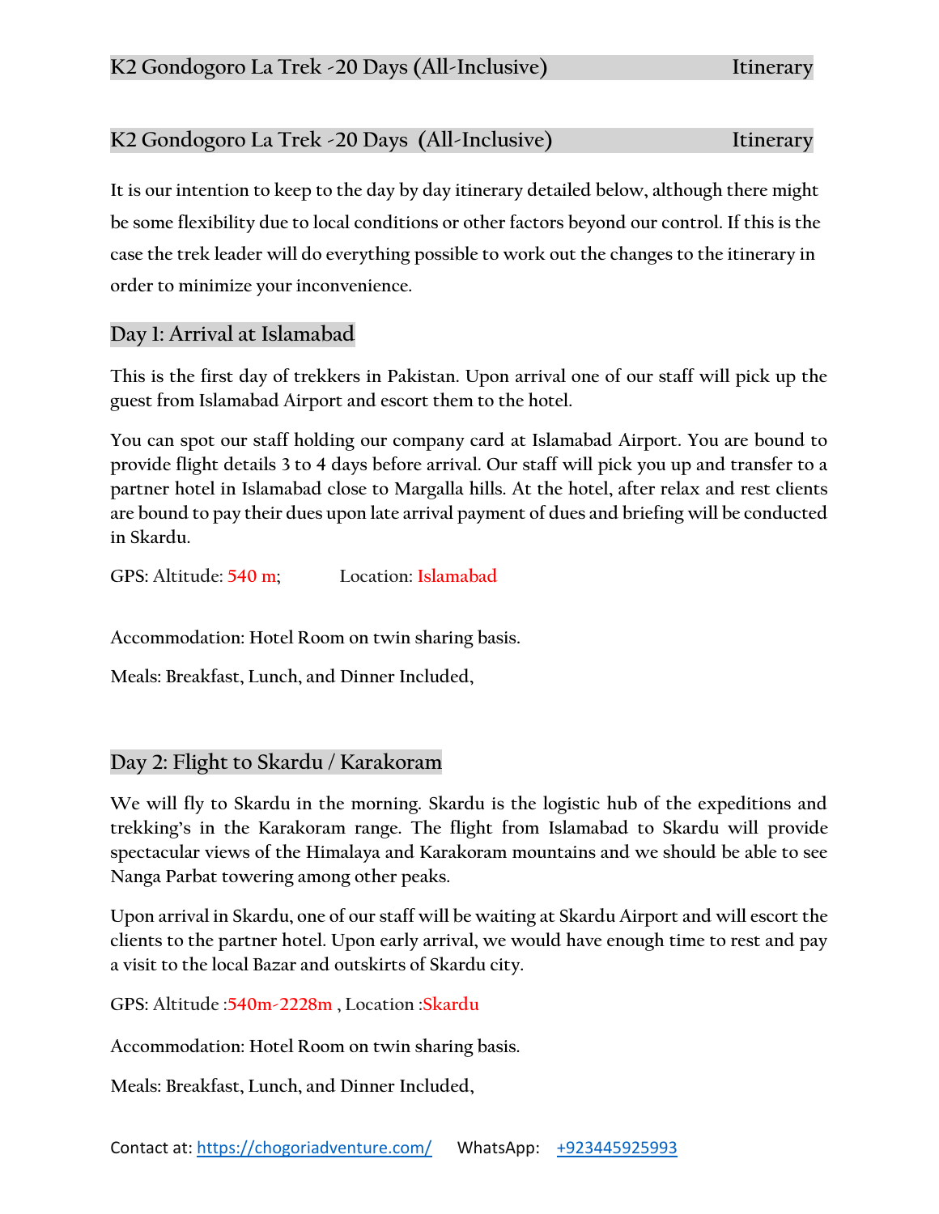# K2 Gondogoro La Trek -20 Days (All-Inclusive) Itinerary

It is our intention to keep to the day by day itinerary detailed below, although there might be some flexibility due to local conditions or other factors beyond our control. If this is the case the trek leader will do everything possible to work out the changes to the itinerary in order to minimize your inconvenience.

## Day 1: Arrival at Islamabad

This is the first day of trekkers in Pakistan. Upon arrival one of our staff will pick up the guest from Islamabad Airport and escort them to the hotel.

You can spot our staff holding our company card at Islamabad Airport. You are bound to provide flight details 3 to 4 days before arrival. Our staff will pick you up and transfer to a partner hotel in Islamabad close to Margalla hills. At the hotel, after relax and rest clients are bound to pay their dues upon late arrival payment of dues and briefing will be conducted in Skardu.

GPS: Altitude: 540 m; Location: Islamabad

Accommodation: Hotel Room on twin sharing basis.

Meals: Breakfast, Lunch, and Dinner Included,

## Day 2: Flight to Skardu / Karakoram

We will fly to Skardu in the morning. Skardu is the logistic hub of the expeditions and trekking's in the Karakoram range. The flight from Islamabad to Skardu will provide spectacular views of the Himalaya and Karakoram mountains and we should be able to see Nanga Parbat towering among other peaks.

Upon arrival in Skardu, one of our staff will be waiting at Skardu Airport and will escort the clients to the partner hotel. Upon early arrival, we would have enough time to rest and pay a visit to the local Bazar and outskirts of Skardu city.

GPS: Altitude :540m-2228m , Location :Skardu

Accommodation: Hotel Room on twin sharing basis.

Meals: Breakfast, Lunch, and Dinner Included,

Contact at: https://chogoriadventure.com/ WhatsApp: +923445925993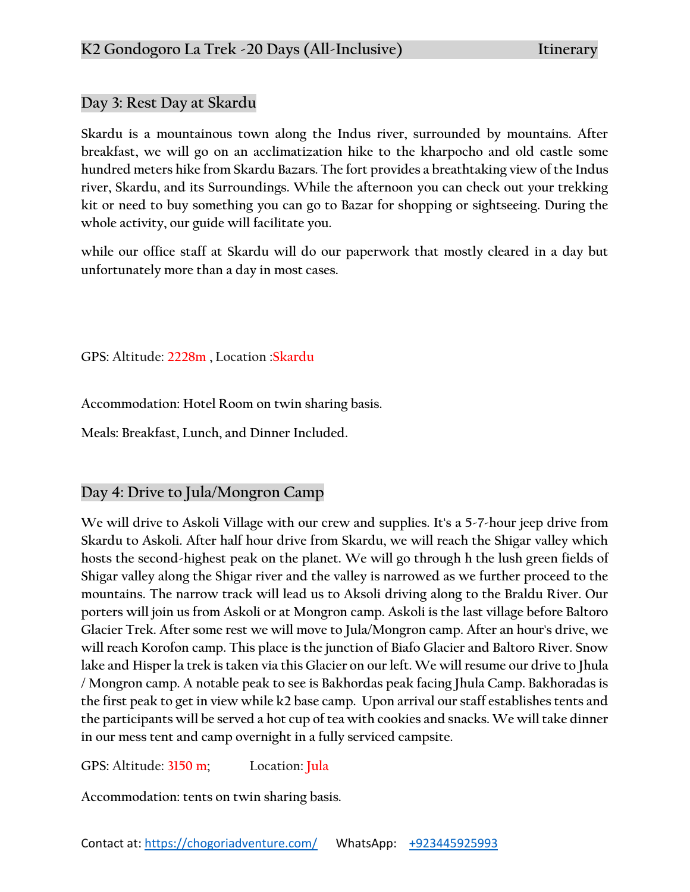## Day 3: Rest Day at Skardu

Skardu is a mountainous town along the Indus river, surrounded by mountains. After breakfast, we will go on an acclimatization hike to the kharpocho and old castle some hundred meters hike from Skardu Bazars. The fort provides a breathtaking view of the Indus river, Skardu, and its Surroundings. While the afternoon you can check out your trekking kit or need to buy something you can go to Bazar for shopping or sightseeing. During the whole activity, our guide will facilitate you.

while our office staff at Skardu will do our paperwork that mostly cleared in a day but unfortunately more than a day in most cases.

GPS: Altitude: 2228m , Location :Skardu

Accommodation: Hotel Room on twin sharing basis.

Meals: Breakfast, Lunch, and Dinner Included.

## Day 4: Drive to Jula/Mongron Camp

We will drive to Askoli Village with our crew and supplies. It's a 5-7-hour jeep drive from Skardu to Askoli. After half hour drive from Skardu, we will reach the Shigar valley which hosts the second-highest peak on the planet. We will go through h the lush green fields of Shigar valley along the Shigar river and the valley is narrowed as we further proceed to the mountains. The narrow track will lead us to Aksoli driving along to the Braldu River. Our porters will join us from Askoli or at Mongron camp. Askoli is the last village before Baltoro Glacier Trek. After some rest we will move to Jula/Mongron camp. After an hour's drive, we will reach Korofon camp. This place is the junction of Biafo Glacier and Baltoro River. Snow lake and Hisper la trek is taken via this Glacier on our left. We will resume our drive to Jhula / Mongron camp. A notable peak to see is Bakhordas peak facing Jhula Camp. Bakhoradas is the first peak to get in view while k2 base camp. Upon arrival our staff establishes tents and the participants will be served a hot cup of tea with cookies and snacks. We will take dinner in our mess tent and camp overnight in a fully serviced campsite.

GPS: Altitude: 3150 m; Location: Jula

Accommodation: tents on twin sharing basis.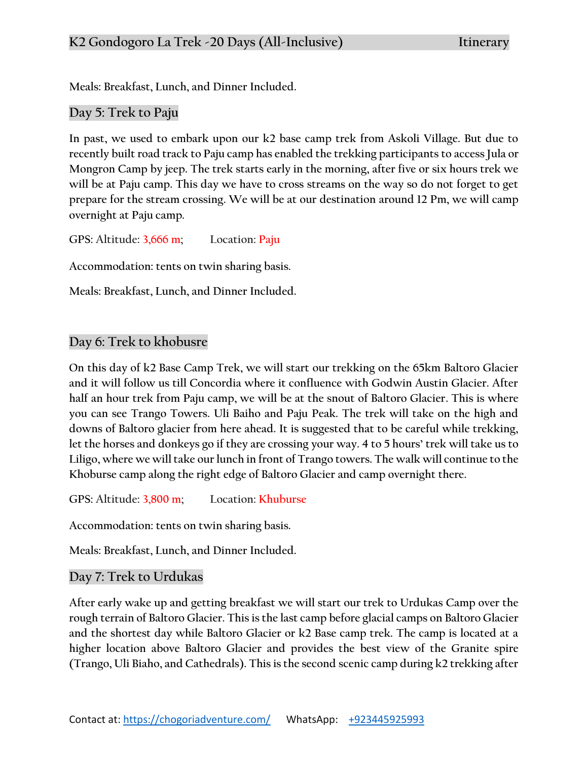Meals: Breakfast, Lunch, and Dinner Included.

## Day 5: Trek to Paju

In past, we used to embark upon our k2 base camp trek from Askoli Village. But due to recently built road track to Paju camp has enabled the trekking participants to access Jula or Mongron Camp by jeep. The trek starts early in the morning, after five or six hours trek we will be at Paju camp. This day we have to cross streams on the way so do not forget to get prepare for the stream crossing. We will be at our destination around 12 Pm, we will camp overnight at Paju camp.

GPS: Altitude: 3,666 m; Location: Paju

Accommodation: tents on twin sharing basis.

Meals: Breakfast, Lunch, and Dinner Included.

## Day 6: Trek to khobusre

On this day of k2 Base Camp Trek, we will start our trekking on the 65km Baltoro Glacier and it will follow us till Concordia where it confluence with Godwin Austin Glacier. After half an hour trek from Paju camp, we will be at the snout of Baltoro Glacier. This is where you can see Trango Towers. Uli Baiho and Paju Peak. The trek will take on the high and downs of Baltoro glacier from here ahead. It is suggested that to be careful while trekking, let the horses and donkeys go if they are crossing your way. 4 to 5 hours' trek will take us to Liligo, where we will take our lunch in front of Trango towers. The walk will continue to the Khoburse camp along the right edge of Baltoro Glacier and camp overnight there.

GPS: Altitude: 3,800 m; Location: Khuburse

Accommodation: tents on twin sharing basis.

Meals: Breakfast, Lunch, and Dinner Included.

## Day 7: Trek to Urdukas

After early wake up and getting breakfast we will start our trek to Urdukas Camp over the rough terrain of Baltoro Glacier. This is the last camp before glacial camps on Baltoro Glacier and the shortest day while Baltoro Glacier or k2 Base camp trek. The camp is located at a higher location above Baltoro Glacier and provides the best view of the Granite spire (Trango, Uli Biaho, and Cathedrals). This is the second scenic camp during k2 trekking after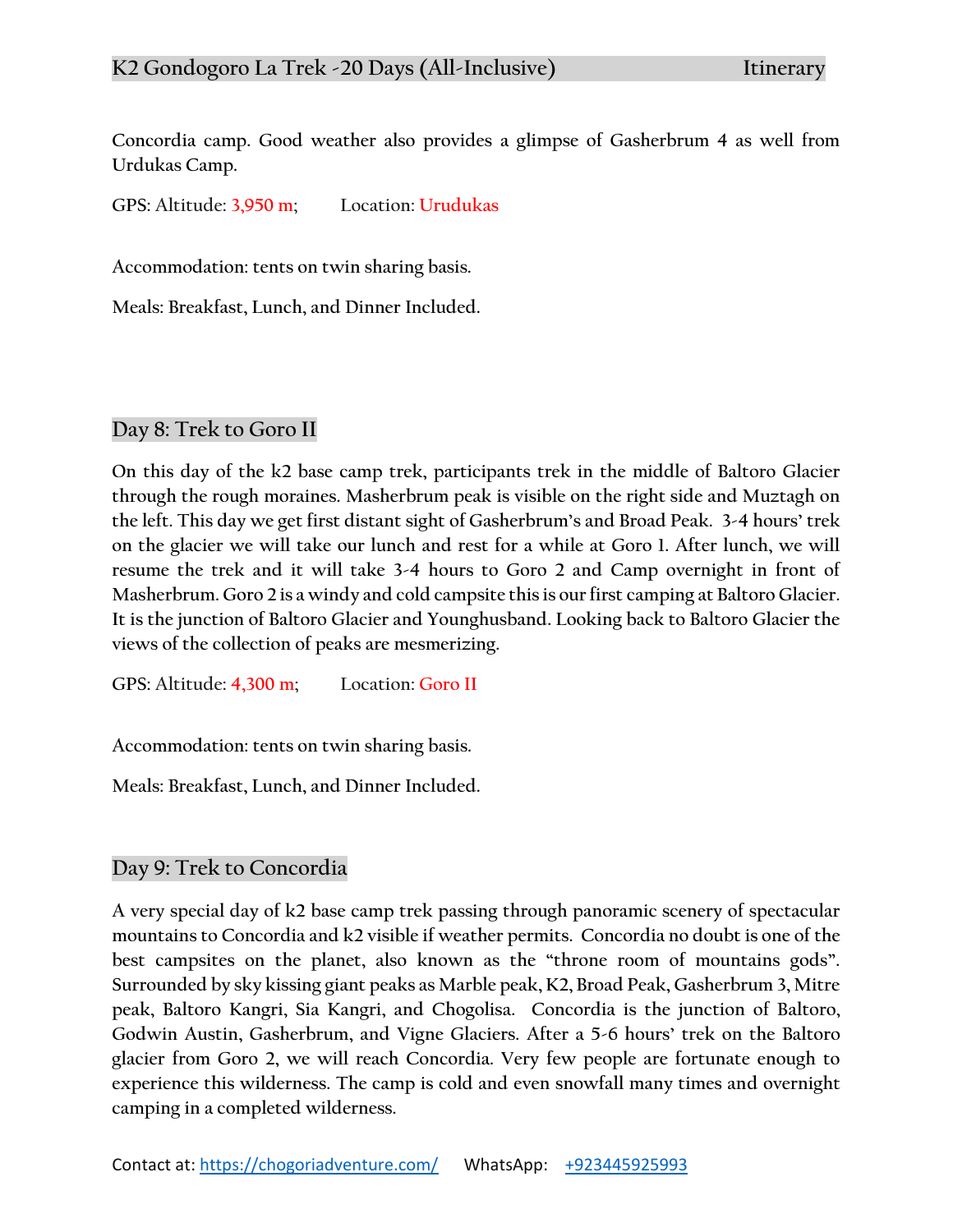Concordia camp. Good weather also provides a glimpse of Gasherbrum 4 as well from Urdukas Camp.

GPS: Altitude: 3,950 m; Location: Urudukas

Accommodation: tents on twin sharing basis.

Meals: Breakfast, Lunch, and Dinner Included.

## Day 8: Trek to Goro II

On this day of the k2 base camp trek, participants trek in the middle of Baltoro Glacier through the rough moraines. Masherbrum peak is visible on the right side and Muztagh on the left. This day we get first distant sight of Gasherbrum's and Broad Peak. 3-4 hours' trek on the glacier we will take our lunch and rest for a while at Goro 1. After lunch, we will resume the trek and it will take 3-4 hours to Goro 2 and Camp overnight in front of Masherbrum. Goro 2 is a windy and cold campsite this is our first camping at Baltoro Glacier. It is the junction of Baltoro Glacier and Younghusband. Looking back to Baltoro Glacier the views of the collection of peaks are mesmerizing.

GPS: Altitude: 4,300 m; Location: Goro II

Accommodation: tents on twin sharing basis.

Meals: Breakfast, Lunch, and Dinner Included.

## Day 9: Trek to Concordia

A very special day of k2 base camp trek passing through panoramic scenery of spectacular mountains to Concordia and k2 visible if weather permits. Concordia no doubt is one of the best campsites on the planet, also known as the "throne room of mountains gods". Surrounded by sky kissing giant peaks as Marble peak, K2, Broad Peak, Gasherbrum 3, Mitre peak, Baltoro Kangri, Sia Kangri, and Chogolisa. Concordia is the junction of Baltoro, Godwin Austin, Gasherbrum, and Vigne Glaciers. After a 5-6 hours' trek on the Baltoro glacier from Goro 2, we will reach Concordia. Very few people are fortunate enough to experience this wilderness. The camp is cold and even snowfall many times and overnight camping in a completed wilderness.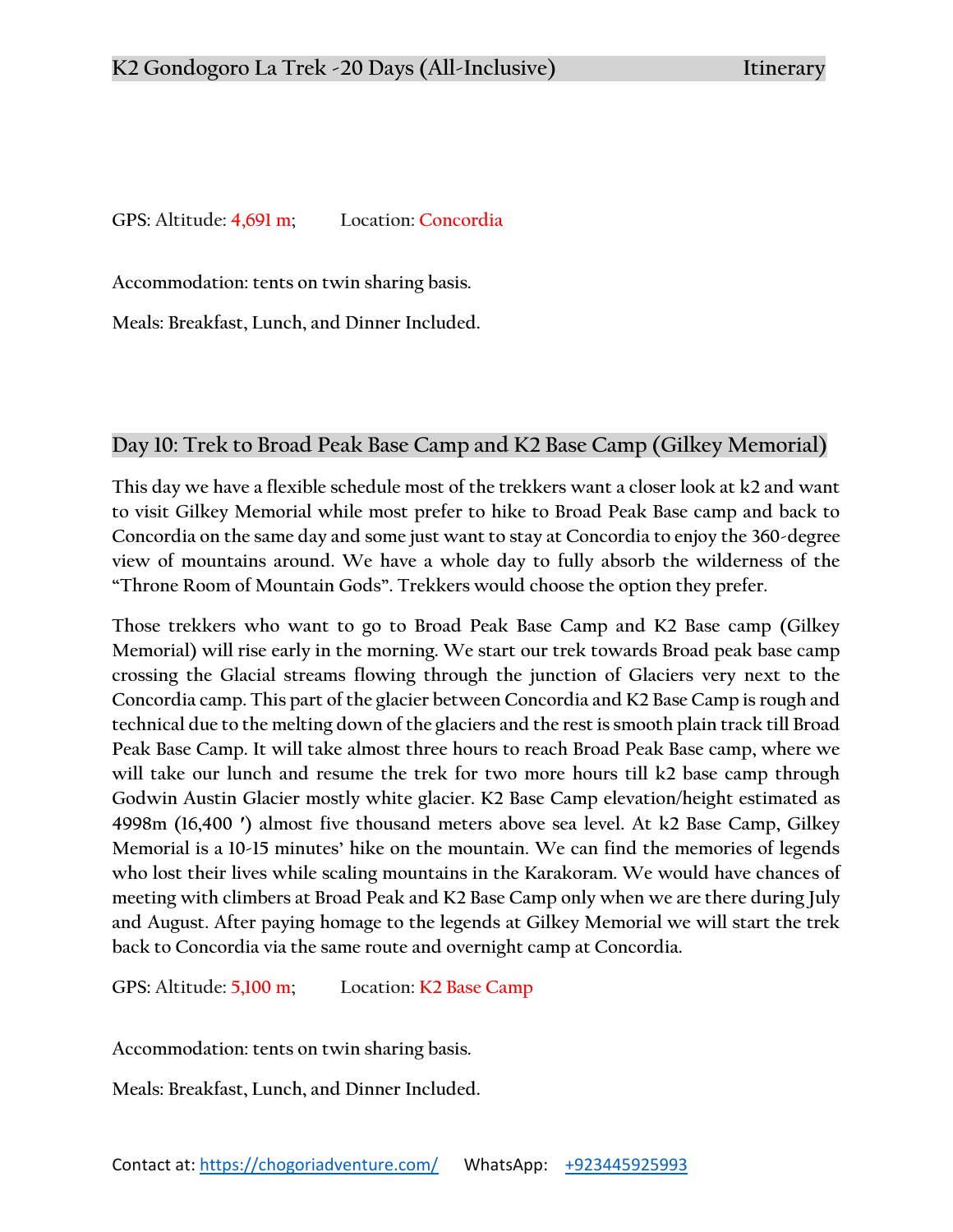GPS: Altitude: 4,691 m;    Location: Concordia

Accommodation: tents on twin sharing basis.

Meals: Breakfast, Lunch, and Dinner Included.

## Day 10: Trek to Broad Peak Base Camp and K2 Base Camp (Gilkey Memorial)

This day we have a flexible schedule most of the trekkers want a closer look at k2 and want to visit Gilkey Memorial while most prefer to hike to Broad Peak Base camp and back to Concordia on the same day and some just want to stay at Concordia to enjoy the 360-degree view of mountains around. We have a whole day to fully absorb the wilderness of the "Throne Room of Mountain Gods". Trekkers would choose the option they prefer.

Those trekkers who want to go to Broad Peak Base Camp and K2 Base camp (Gilkey Memorial) will rise early in the morning. We start our trek towards Broad peak base camp crossing the Glacial streams flowing through the junction of Glaciers very next to the Concordia camp. This part of the glacier between Concordia and K2 Base Camp is rough and technical due to the melting down of the glaciers and the rest is smooth plain track till Broad Peak Base Camp. It will take almost three hours to reach Broad Peak Base camp, where we will take our lunch and resume the trek for two more hours till k2 base camp through Godwin Austin Glacier mostly white glacier. K2 Base Camp elevation/height estimated as 4998m (16,400 ′) almost five thousand meters above sea level. At k2 Base Camp, Gilkey Memorial is a 10-15 minutes' hike on the mountain. We can find the memories of legends who lost their lives while scaling mountains in the Karakoram. We would have chances of meeting with climbers at Broad Peak and K2 Base Camp only when we are there during July and August. After paying homage to the legends at Gilkey Memorial we will start the trek back to Concordia via the same route and overnight camp at Concordia.

GPS: Altitude: 5,100 m;    Location: K2 Base Camp

Accommodation: tents on twin sharing basis.

Meals: Breakfast, Lunch, and Dinner Included.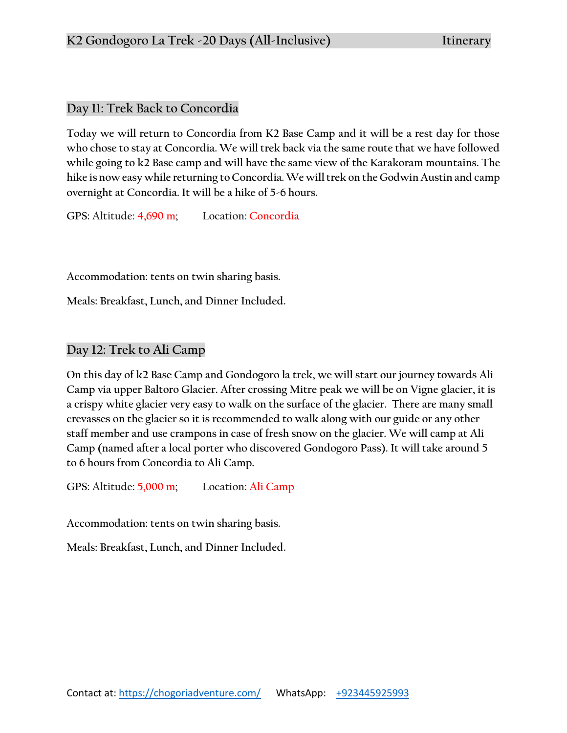## Day 11: Trek Back to Concordia

Today we will return to Concordia from K2 Base Camp and it will be a rest day for those who chose to stay at Concordia. We will trek back via the same route that we have followed while going to k2 Base camp and will have the same view of the Karakoram mountains. The hike is now easy while returning to Concordia. We will trek on the Godwin Austin and camp overnight at Concordia. It will be a hike of 5-6 hours.

GPS: Altitude: 4,690 m; Location: Concordia

Accommodation: tents on twin sharing basis.

Meals: Breakfast, Lunch, and Dinner Included.

## Day 12: Trek to Ali Camp

On this day of k2 Base Camp and Gondogoro la trek, we will start our journey towards Ali Camp via upper Baltoro Glacier. After crossing Mitre peak we will be on Vigne glacier, it is a crispy white glacier very easy to walk on the surface of the glacier. There are many small crevasses on the glacier so it is recommended to walk along with our guide or any other staff member and use crampons in case of fresh snow on the glacier. We will camp at Ali Camp (named after a local porter who discovered Gondogoro Pass). It will take around 5 to 6 hours from Concordia to Ali Camp.

GPS: Altitude: 5,000 m; Location: Ali Camp

Accommodation: tents on twin sharing basis.

Meals: Breakfast, Lunch, and Dinner Included.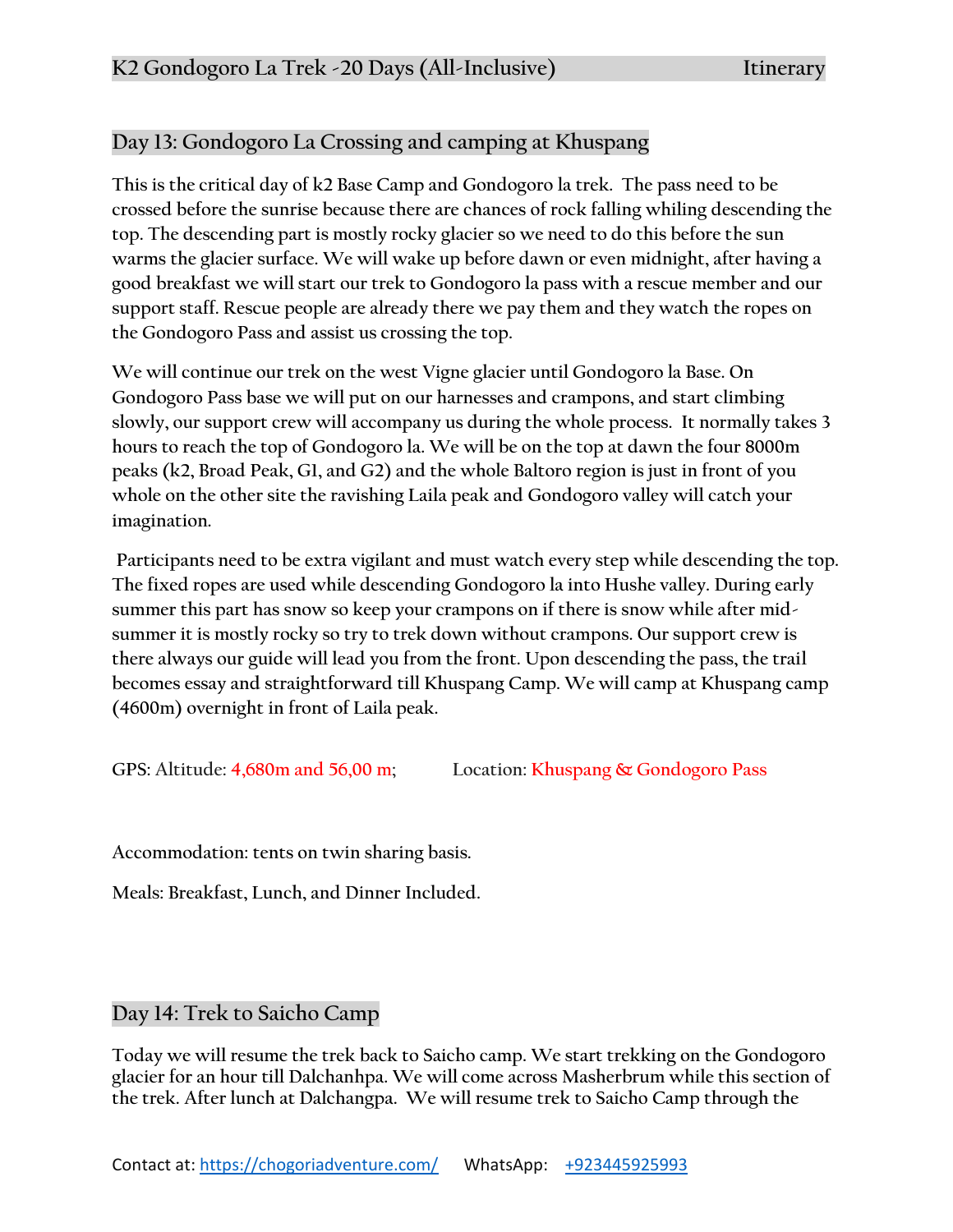## Day 13: Gondogoro La Crossing and camping at Khuspang

This is the critical day of k2 Base Camp and Gondogoro la trek. The pass need to be crossed before the sunrise because there are chances of rock falling whiling descending the top. The descending part is mostly rocky glacier so we need to do this before the sun warms the glacier surface. We will wake up before dawn or even midnight, after having a good breakfast we will start our trek to Gondogoro la pass with a rescue member and our support staff. Rescue people are already there we pay them and they watch the ropes on the Gondogoro Pass and assist us crossing the top.

We will continue our trek on the west Vigne glacier until Gondogoro la Base. On Gondogoro Pass base we will put on our harnesses and crampons, and start climbing slowly, our support crew will accompany us during the whole process. It normally takes 3 hours to reach the top of Gondogoro la. We will be on the top at dawn the four 8000m peaks (k2, Broad Peak, G1, and G2) and the whole Baltoro region is just in front of you whole on the other site the ravishing Laila peak and Gondogoro valley will catch your imagination.

Participants need to be extra vigilant and must watch every step while descending the top. The fixed ropes are used while descending Gondogoro la into Hushe valley. During early summer this part has snow so keep your crampons on if there is snow while after mid-summer it is mostly rocky so try to trek down without crampons. Our support crew is there always our guide will lead you from the front. Upon descending the pass, the trail becomes essay and straightforward till Khuspang Camp. We will camp at Khuspang camp (4600m) overnight in front of Laila peak.

GPS: Altitude: 4,680m and 56,00 m; Location: Khuspang & Gondogoro Pass

Accommodation: tents on twin sharing basis.

Meals: Breakfast, Lunch, and Dinner Included.

## Day 14: Trek to Saicho Camp

Today we will resume the trek back to Saicho camp. We start trekking on the Gondogoro glacier for an hour till Dalchanhpa. We will come across Masherbrum while this section of the trek. After lunch at Dalchangpa. We will resume trek to Saicho Camp through the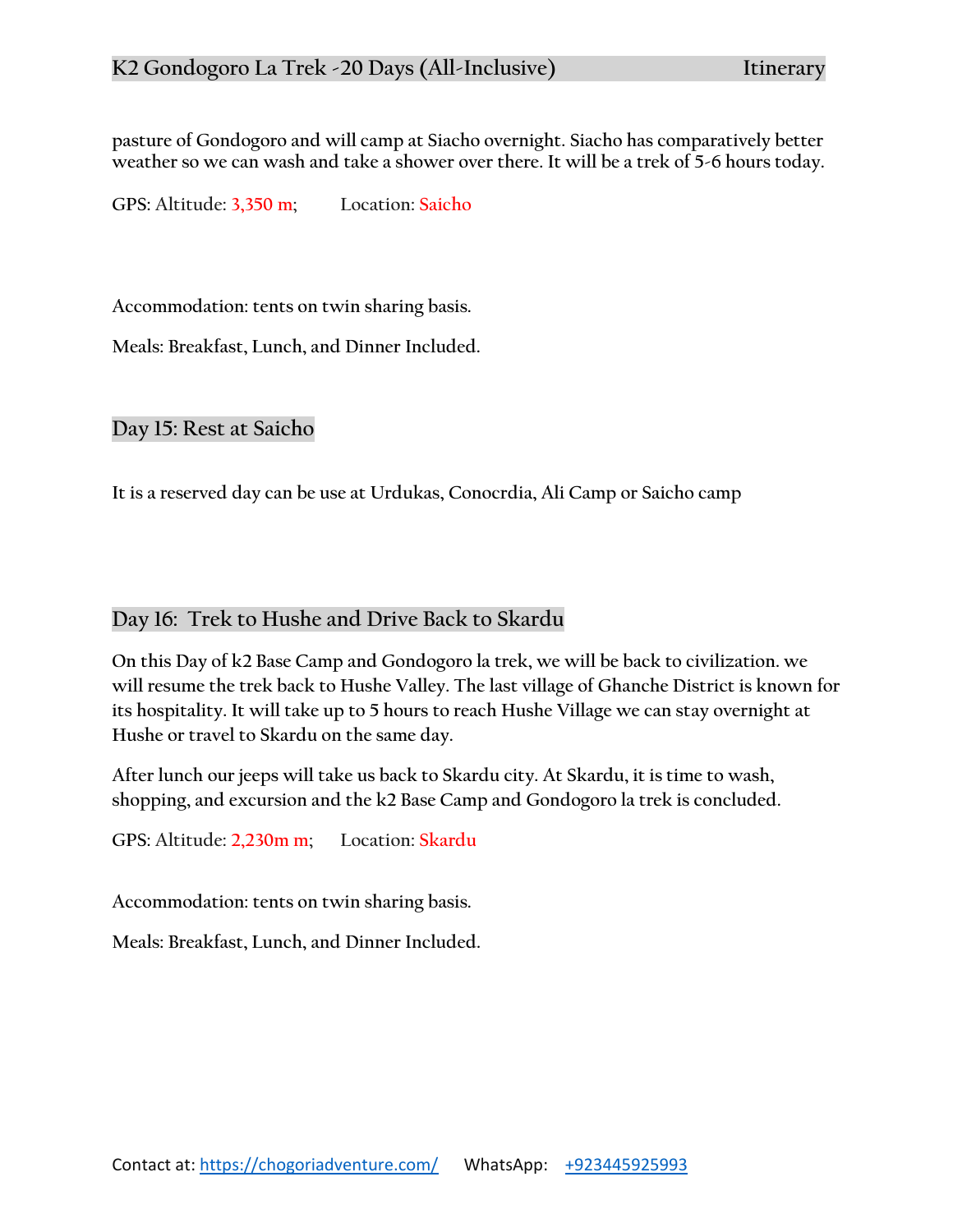pasture of Gondogoro and will camp at Siacho overnight. Siacho has comparatively better weather so we can wash and take a shower over there. It will be a trek of 5-6 hours today.

GPS: Altitude: 3,350 m;  Location: Saicho

Accommodation: tents on twin sharing basis.

Meals: Breakfast, Lunch, and Dinner Included.

## Day 15: Rest at Saicho

It is a reserved day can be use at Urdukas, Conocrdia, Ali Camp or Saicho camp

## Day 16: Trek to Hushe and Drive Back to Skardu

On this Day of k2 Base Camp and Gondogoro la trek, we will be back to civilization. we will resume the trek back to Hushe Valley. The last village of Ghanche District is known for its hospitality. It will take up to 5 hours to reach Hushe Village we can stay overnight at Hushe or travel to Skardu on the same day.

After lunch our jeeps will take us back to Skardu city. At Skardu, it is time to wash, shopping, and excursion and the k2 Base Camp and Gondogoro la trek is concluded.

GPS: Altitude: 2,230m m;  Location: Skardu

Accommodation: tents on twin sharing basis.

Meals: Breakfast, Lunch, and Dinner Included.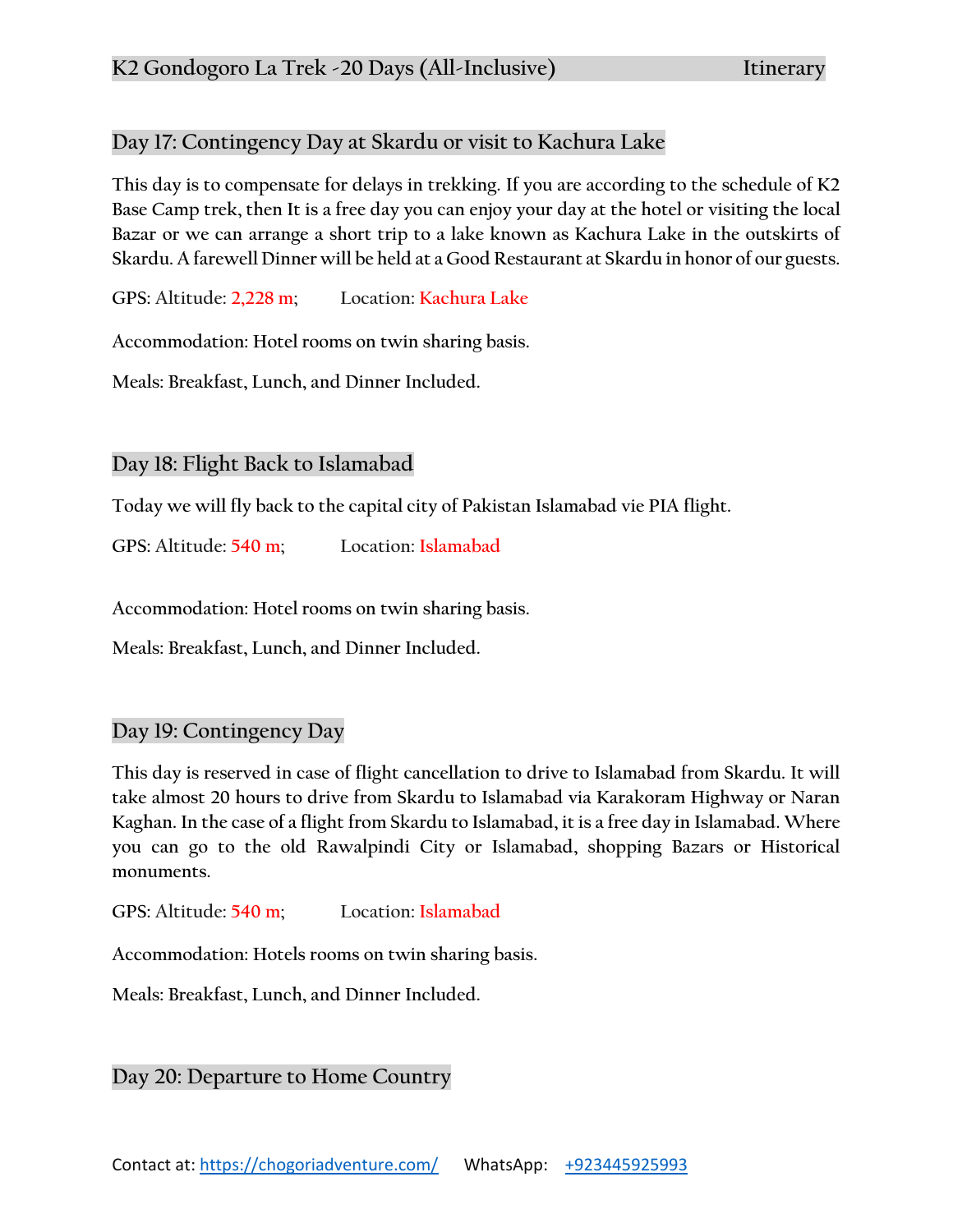## Day 17: Contingency Day at Skardu or visit to Kachura Lake

This day is to compensate for delays in trekking. If you are according to the schedule of K2 Base Camp trek, then It is a free day you can enjoy your day at the hotel or visiting the local Bazar or we can arrange a short trip to a lake known as Kachura Lake in the outskirts of Skardu. A farewell Dinner will be held at a Good Restaurant at Skardu in honor of our guests.

GPS: Altitude: 2,228 m;  Location: Kachura Lake

Accommodation: Hotel rooms on twin sharing basis.

Meals: Breakfast, Lunch, and Dinner Included.

## Day 18: Flight Back to Islamabad

Today we will fly back to the capital city of Pakistan Islamabad vie PIA flight.

GPS: Altitude: 540 m;  Location: Islamabad

Accommodation: Hotel rooms on twin sharing basis.

Meals: Breakfast, Lunch, and Dinner Included.

## Day 19: Contingency Day

This day is reserved in case of flight cancellation to drive to Islamabad from Skardu. It will take almost 20 hours to drive from Skardu to Islamabad via Karakoram Highway or Naran Kaghan. In the case of a flight from Skardu to Islamabad, it is a free day in Islamabad. Where you can go to the old Rawalpindi City or Islamabad, shopping Bazars or Historical monuments.

GPS: Altitude: 540 m;  Location: Islamabad

Accommodation: Hotels rooms on twin sharing basis.

Meals: Breakfast, Lunch, and Dinner Included.

## Day 20: Departure to Home Country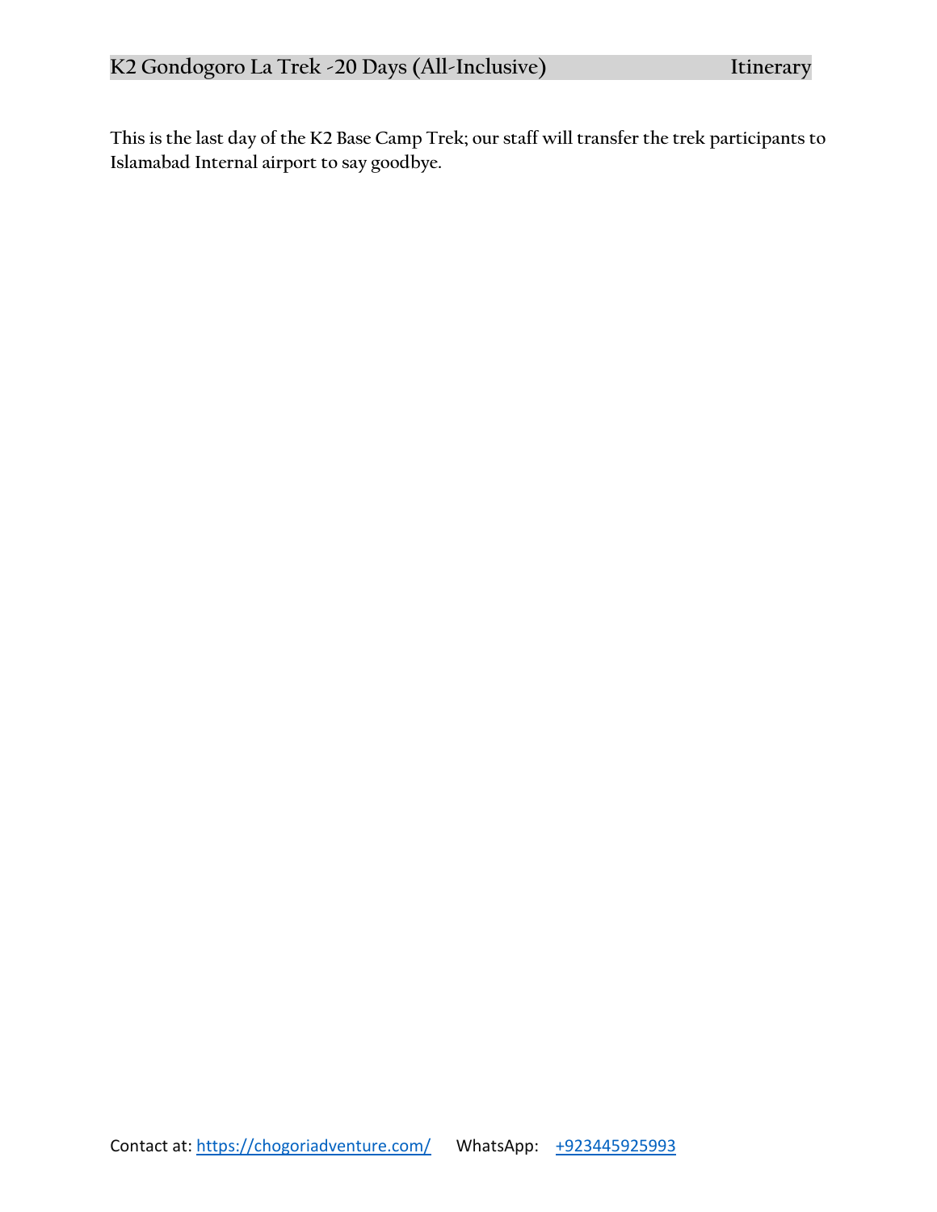This is the last day of the K2 Base Camp Trek; our staff will transfer the trek participants to Islamabad Internal airport to say goodbye.